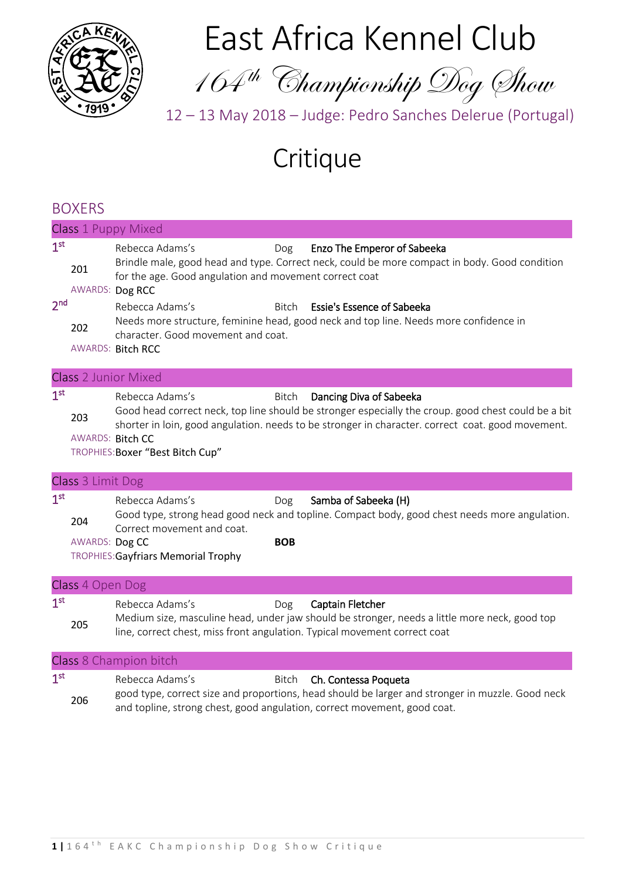# East Africa Kennel Club

## *164th Championship Dog Show*

12 – 13 May 2018 – Judge: Pedro Sanches Delerue (Portugal)

# Critique

## BOXERS

### Class 1 Puppy Mixed

**1st** — 201 — Rebecca Adams's — Dog — **Enzo The Emperor of Sabeeka**

Brindle male, good head and type. Correct neck, could be more compact in body. Good condition for the age. Good angulation and movement correct coat

AWARDS: **Dog RCC**

**2nd** — 202 — Rebecca Adams's — Bitch — **Essie's Essence of Sabeeka**

Needs more structure, feminine head, good neck and top line. Needs more confidence in character. Good movement and coat.

AWARDS: **Bitch RCC**

### Class 2 Junior Mixed

**1st** — 203 — Rebecca Adams's — Bitch — **Dancing Diva of Sabeeka**

Good head correct neck, top line should be stronger especially the croup. good chest could be a bit shorter in loin, good angulation. needs to be stronger in character. correct coat. good movement.

AWARDS: **Bitch CC**

TROPHIES: **Boxer "Best Bitch Cup"**

### Class 3 Limit Dog

**1st** — 204 — Rebecca Adams's — Dog — **Samba of Sabeeka (H)**

Good type, strong head good neck and topline. Compact body, good chest needs more angulation. Correct movement and coat.

AWARDS: **Dog CC** — **BOB**

TROPHIES: **Gayfriars Memorial Trophy**

### Class 4 Open Dog

**1st** — 205 — Rebecca Adams's — Dog — **Captain Fletcher**

Medium size, masculine head, under jaw should be stronger, needs a little more neck, good top line, correct chest, miss front angulation. Typical movement correct coat

### Class 8 Champion bitch

**1st** — 206 — Rebecca Adams's — Bitch — **Ch. Contessa Poqueta**

good type, correct size and proportions, head should be larger and stronger in muzzle. Good neck and topline, strong chest, good angulation, correct movement, good coat.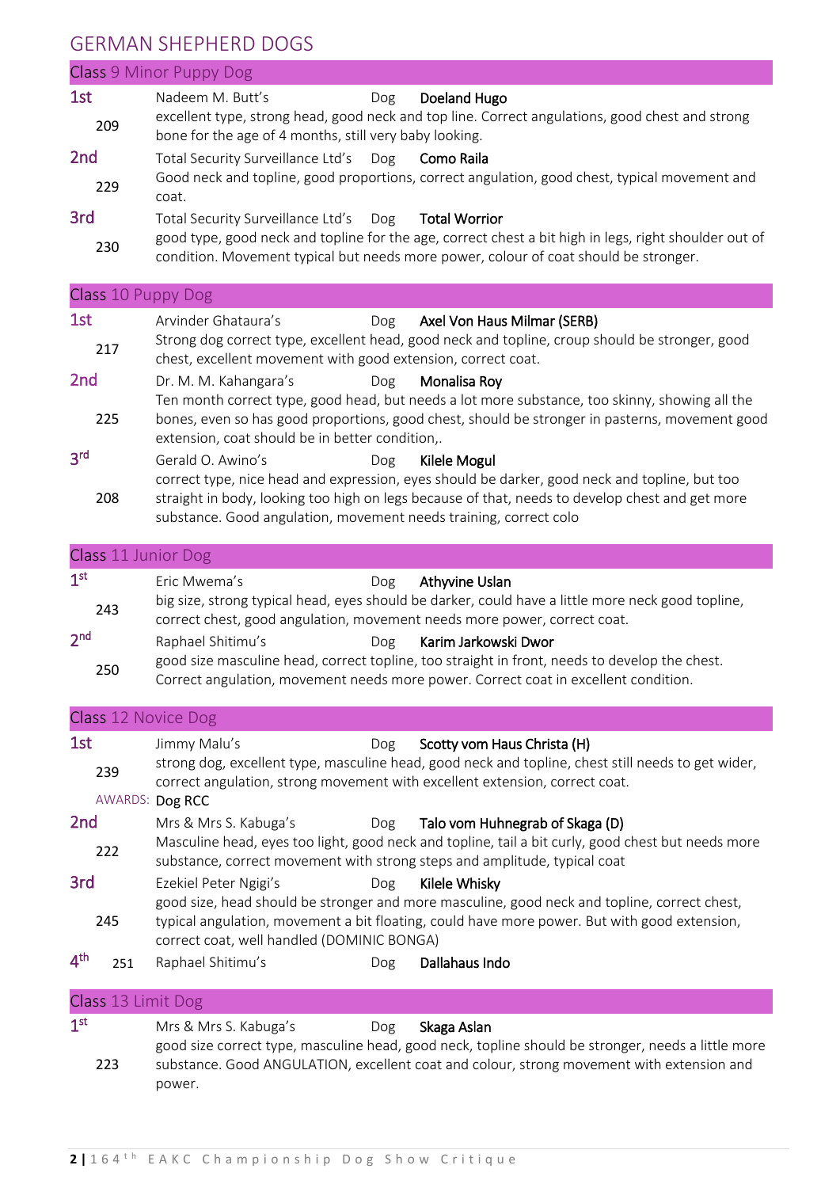# GERMAN SHEPHERD DOGS

## Class 9 Minor Puppy Dog

**1st** 209 — Nadeem M. Butt's — Dog — **Doeland Hugo**
excellent type, strong head, good neck and top line. Correct angulations, good chest and strong bone for the age of 4 months, still very baby looking.

**2nd** 229 — Total Security Surveillance Ltd's — Dog — **Como Raila**
Good neck and topline, good proportions, correct angulation, good chest, typical movement and coat.

**3rd** 230 — Total Security Surveillance Ltd's — Dog — **Total Worrior**
good type, good neck and topline for the age, correct chest a bit high in legs, right shoulder out of condition. Movement typical but needs more power, colour of coat should be stronger.

## Class 10 Puppy Dog

**1st** 217 — Arvinder Ghataura's — Dog — **Axel Von Haus Milmar (SERB)**
Strong dog correct type, excellent head, good neck and topline, croup should be stronger, good chest, excellent movement with good extension, correct coat.

**2nd** 225 — Dr. M. M. Kahangara's — Dog — **Monalisa Roy**
Ten month correct type, good head, but needs a lot more substance, too skinny, showing all the bones, even so has good proportions, good chest, should be stronger in pasterns, movement good extension, coat should be in better condition,.

**3rd** 208 — Gerald O. Awino's — Dog — **Kilele Mogul**
correct type, nice head and expression, eyes should be darker, good neck and topline, but too straight in body, looking too high on legs because of that, needs to develop chest and get more substance. Good angulation, movement needs training, correct colo

## Class 11 Junior Dog

**1st** 243 — Eric Mwema's — Dog — **Athyvine Uslan**
big size, strong typical head, eyes should be darker, could have a little more neck good topline, correct chest, good angulation, movement needs more power, correct coat.

**2nd** 250 — Raphael Shitimu's — Dog — **Karim Jarkowski Dwor**
good size masculine head, correct topline, too straight in front, needs to develop the chest. Correct angulation, movement needs more power. Correct coat in excellent condition.

## Class 12 Novice Dog

**1st** 239 — Jimmy Malu's — Dog — **Scotty vom Haus Christa (H)**
strong dog, excellent type, masculine head, good neck and topline, chest still needs to get wider, correct angulation, strong movement with excellent extension, correct coat.
AWARDS: **Dog RCC**

**2nd** 222 — Mrs & Mrs S. Kabuga's — Dog — **Talo vom Huhnegrab of Skaga (D)**
Masculine head, eyes too light, good neck and topline, tail a bit curly, good chest but needs more substance, correct movement with strong steps and amplitude, typical coat

**3rd** 245 — Ezekiel Peter Ngigi's — Dog — **Kilele Whisky**
good size, head should be stronger and more masculine, good neck and topline, correct chest, typical angulation, movement a bit floating, could have more power. But with good extension, correct coat, well handled (DOMINIC BONGA)

**4th** 251 — Raphael Shitimu's — Dog — **Dallahaus Indo**

## Class 13 Limit Dog

**1st** 223 — Mrs & Mrs S. Kabuga's — Dog — **Skaga Aslan**
good size correct type, masculine head, good neck, topline should be stronger, needs a little more substance. Good ANGULATION, excellent coat and colour, strong movement with extension and power.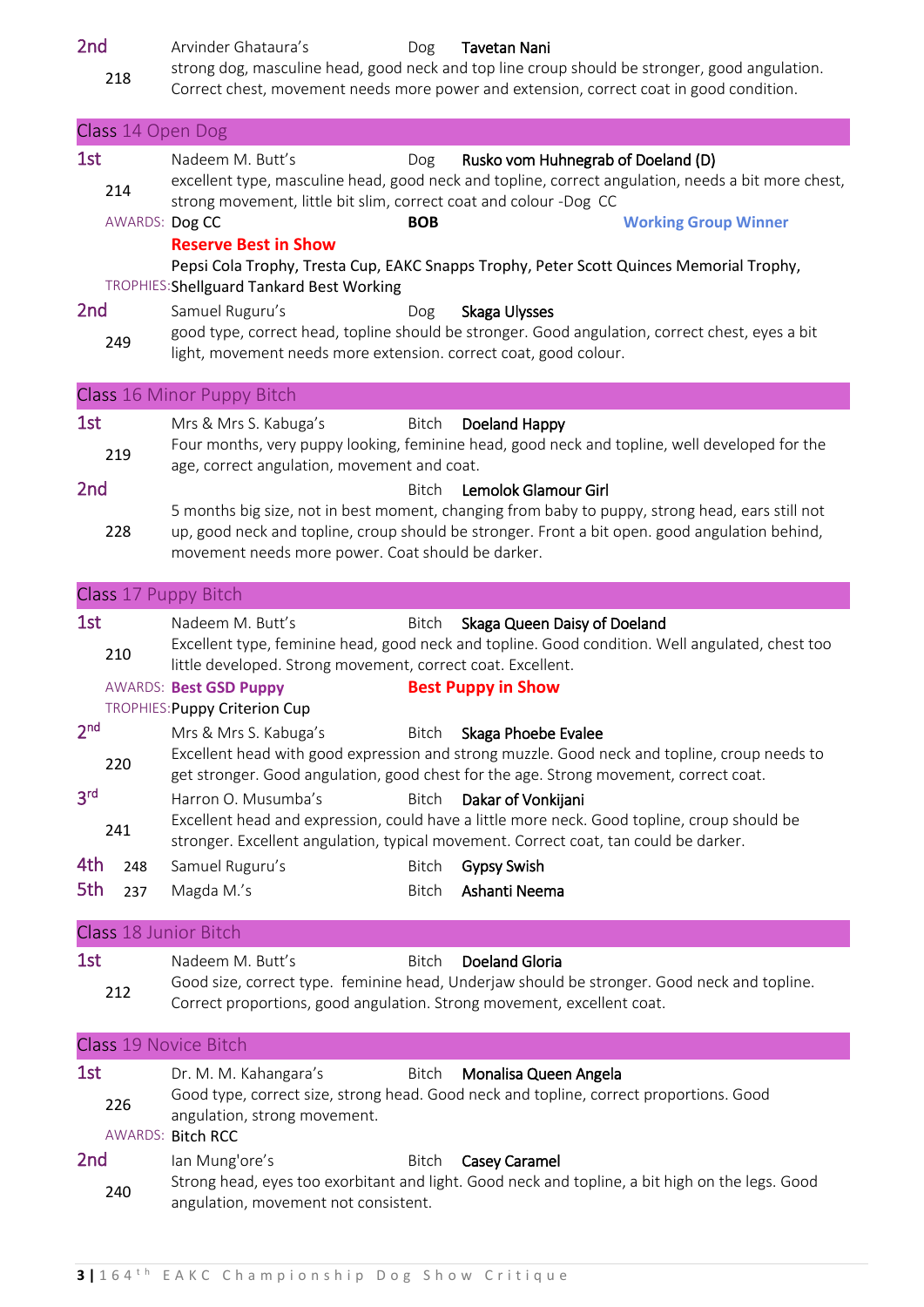**2nd** 218 — Arvinder Ghataura's — Dog — **Tavetan Nani**

strong dog, masculine head, good neck and top line croup should be stronger, good angulation. Correct chest, movement needs more power and extension, correct coat in good condition.

## Class 14 Open Dog

**1st** 214 — Nadeem M. Butt's — Dog — **Rusko vom Huhnegrab of Doeland (D)**

excellent type, masculine head, good neck and topline, correct angulation, needs a bit more chest, strong movement, little bit slim, correct coat and colour -Dog CC

AWARDS: Dog CC — **BOB** — **Working Group Winner**

**Reserve Best in Show**

TROPHIES: Pepsi Cola Trophy, Tresta Cup, EAKC Snapps Trophy, Peter Scott Quinces Memorial Trophy, Shellguard Tankard Best Working

**2nd** 249 — Samuel Ruguru's — Dog — **Skaga Ulysses**

good type, correct head, topline should be stronger. Good angulation, correct chest, eyes a bit light, movement needs more extension. correct coat, good colour.

## Class 16 Minor Puppy Bitch

**1st** 219 — Mrs & Mrs S. Kabuga's — Bitch — **Doeland Happy**

Four months, very puppy looking, feminine head, good neck and topline, well developed for the age, correct angulation, movement and coat.

**2nd** 228 — Bitch — **Lemolok Glamour Girl**

5 months big size, not in best moment, changing from baby to puppy, strong head, ears still not up, good neck and topline, croup should be stronger. Front a bit open. good angulation behind, movement needs more power. Coat should be darker.

## Class 17 Puppy Bitch

**1st** 210 — Nadeem M. Butt's — Bitch — **Skaga Queen Daisy of Doeland**

Excellent type, feminine head, good neck and topline. Good condition. Well angulated, chest too little developed. Strong movement, correct coat. Excellent.

AWARDS: **Best GSD Puppy** — **Best Puppy in Show**

TROPHIES: Puppy Criterion Cup

**2nd** 220 — Mrs & Mrs S. Kabuga's — Bitch — **Skaga Phoebe Evalee**

Excellent head with good expression and strong muzzle. Good neck and topline, croup needs to get stronger. Good angulation, good chest for the age. Strong movement, correct coat.

**3rd** 241 — Harron O. Musumba's — Bitch — **Dakar of Vonkijani**

Excellent head and expression, could have a little more neck. Good topline, croup should be stronger. Excellent angulation, typical movement. Correct coat, tan could be darker.

**4th** 248 — Samuel Ruguru's — Bitch — **Gypsy Swish**

**5th** 237 — Magda M.'s — Bitch — **Ashanti Neema**

## Class 18 Junior Bitch

**1st** 212 — Nadeem M. Butt's — Bitch — **Doeland Gloria**

Good size, correct type. feminine head, Underjaw should be stronger. Good neck and topline. Correct proportions, good angulation. Strong movement, excellent coat.

## Class 19 Novice Bitch

**1st** 226 — Dr. M. M. Kahangara's — Bitch — **Monalisa Queen Angela**

Good type, correct size, strong head. Good neck and topline, correct proportions. Good angulation, strong movement.

AWARDS: Bitch RCC

**2nd** 240 — Ian Mung'ore's — Bitch — **Casey Caramel**

Strong head, eyes too exorbitant and light. Good neck and topline, a bit high on the legs. Good angulation, movement not consistent.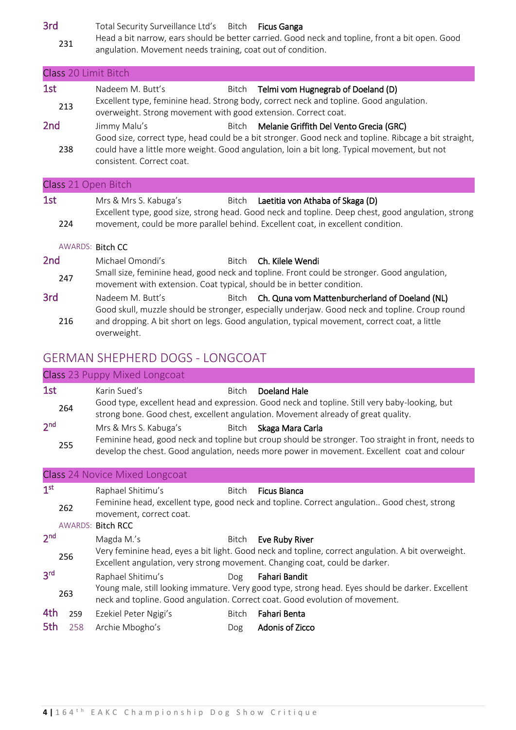**3rd** 231 — Total Security Surveillance Ltd's — Bitch — **Ficus Ganga**
Head a bit narrow, ears should be better carried. Good neck and topline, front a bit open. Good angulation. Movement needs training, coat out of condition.

## Class 20 Limit Bitch

**1st** 213 — Nadeem M. Butt's — Bitch — **Telmi vom Hugnegrab of Doeland (D)**
Excellent type, feminine head. Strong body, correct neck and topline. Good angulation. overweight. Strong movement with good extension. Correct coat.

**2nd** 238 — Jimmy Malu's — Bitch — **Melanie Griffith Del Vento Grecia (GRC)**
Good size, correct type, head could be a bit stronger. Good neck and topline. Ribcage a bit straight, could have a little more weight. Good angulation, loin a bit long. Typical movement, but not consistent. Correct coat.

## Class 21 Open Bitch

**1st** 224 — Mrs & Mrs S. Kabuga's — Bitch — **Laetitia von Athaba of Skaga (D)**
Excellent type, good size, strong head. Good neck and topline. Deep chest, good angulation, strong movement, could be more parallel behind. Excellent coat, in excellent condition.

AWARDS: **Bitch CC**

**2nd** 247 — Michael Omondi's — Bitch — **Ch. Kilele Wendi**
Small size, feminine head, good neck and topline. Front could be stronger. Good angulation, movement with extension. Coat typical, should be in better condition.

**3rd** 216 — Nadeem M. Butt's — Bitch — **Ch. Quna vom Mattenburcherland of Doeland (NL)**
Good skull, muzzle should be stronger, especially underjaw. Good neck and topline. Croup round and dropping. A bit short on legs. Good angulation, typical movement, correct coat, a little overweight.

# GERMAN SHEPHERD DOGS - LONGCOAT

## Class 23 Puppy Mixed Longcoat

**1st** 264 — Karin Sued's — Bitch — **Doeland Hale**
Good type, excellent head and expression. Good neck and topline. Still very baby-looking, but strong bone. Good chest, excellent angulation. Movement already of great quality.

**2nd** 255 — Mrs & Mrs S. Kabuga's — Bitch — **Skaga Mara Carla**
Feminine head, good neck and topline but croup should be stronger. Too straight in front, needs to develop the chest. Good angulation, needs more power in movement. Excellent coat and colour

## Class 24 Novice Mixed Longcoat

**1st** 262 — Raphael Shitimu's — Bitch — **Ficus Bianca**
Feminine head, excellent type, good neck and topline. Correct angulation.. Good chest, strong movement, correct coat.

AWARDS: **Bitch RCC**

**2nd** 256 — Magda M.'s — Bitch — **Eve Ruby River**
Very feminine head, eyes a bit light. Good neck and topline, correct angulation. A bit overweight. Excellent angulation, very strong movement. Changing coat, could be darker.

**3rd** 263 — Raphael Shitimu's — Dog — **Fahari Bandit**
Young male, still looking immature. Very good type, strong head. Eyes should be darker. Excellent neck and topline. Good angulation. Correct coat. Good evolution of movement.

**4th** 259 — Ezekiel Peter Ngigi's — Bitch — **Fahari Benta**

**5th** 258 — Archie Mbogho's — Dog — **Adonis of Zicco**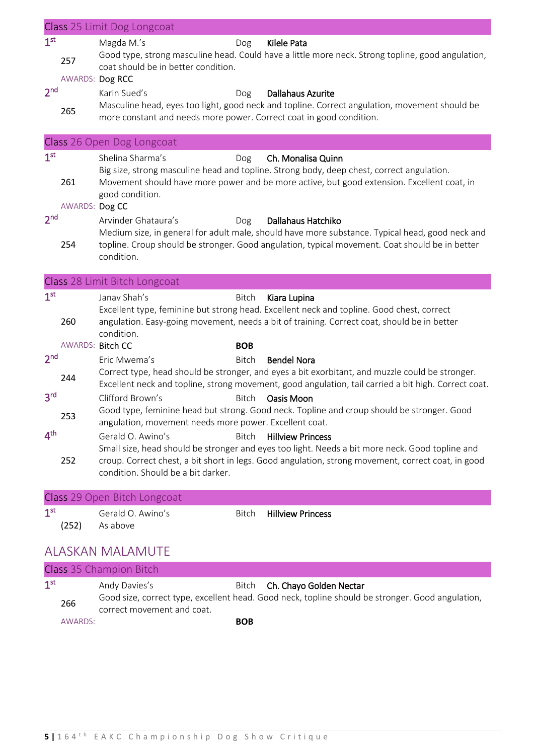## Class 25 Limit Dog Longcoat

**1st** — 257 — Magda M.'s — Dog — **Kilele Pata**

Good type, strong masculine head. Could have a little more neck. Strong topline, good angulation, coat should be in better condition.

AWARDS: **Dog RCC**

**2nd** — 265 — Karin Sued's — Dog — **Dallahaus Azurite**

Masculine head, eyes too light, good neck and topline. Correct angulation, movement should be more constant and needs more power. Correct coat in good condition.

## Class 26 Open Dog Longcoat

**1st** — 261 — Shelina Sharma's — Dog — **Ch. Monalisa Quinn**

Big size, strong masculine head and topline. Strong body, deep chest, correct angulation. Movement should have more power and be more active, but good extension. Excellent coat, in good condition.

AWARDS: **Dog CC**

**2nd** — 254 — Arvinder Ghataura's — Dog — **Dallahaus Hatchiko**

Medium size, in general for adult male, should have more substance. Typical head, good neck and topline. Croup should be stronger. Good angulation, typical movement. Coat should be in better condition.

## Class 28 Limit Bitch Longcoat

**1st** — 260 — Janav Shah's — Bitch — **Kiara Lupina**

Excellent type, feminine but strong head. Excellent neck and topline. Good chest, correct angulation. Easy-going movement, needs a bit of training. Correct coat, should be in better condition.

AWARDS: **Bitch CC** **BOB**

**2nd** — 244 — Eric Mwema's — Bitch — **Bendel Nora**

Correct type, head should be stronger, and eyes a bit exorbitant, and muzzle could be stronger. Excellent neck and topline, strong movement, good angulation, tail carried a bit high. Correct coat.

**3rd** — 253 — Clifford Brown's — Bitch — **Oasis Moon**

Good type, feminine head but strong. Good neck. Topline and croup should be stronger. Good angulation, movement needs more power. Excellent coat.

**4th** — 252 — Gerald O. Awino's — Bitch — **Hillview Princess**

Small size, head should be stronger and eyes too light. Needs a bit more neck. Good topline and croup. Correct chest, a bit short in legs. Good angulation, strong movement, correct coat, in good condition. Should be a bit darker.

## Class 29 Open Bitch Longcoat

**1st** — (252) — Gerald O. Awino's — Bitch — **Hillview Princess**

As above

# ALASKAN MALAMUTE

## Class 35 Champion Bitch

**1st** — 266 — Andy Davies's — Bitch — **Ch. Chayo Golden Nectar**

Good size, correct type, excellent head. Good neck, topline should be stronger. Good angulation, correct movement and coat.

AWARDS: **BOB**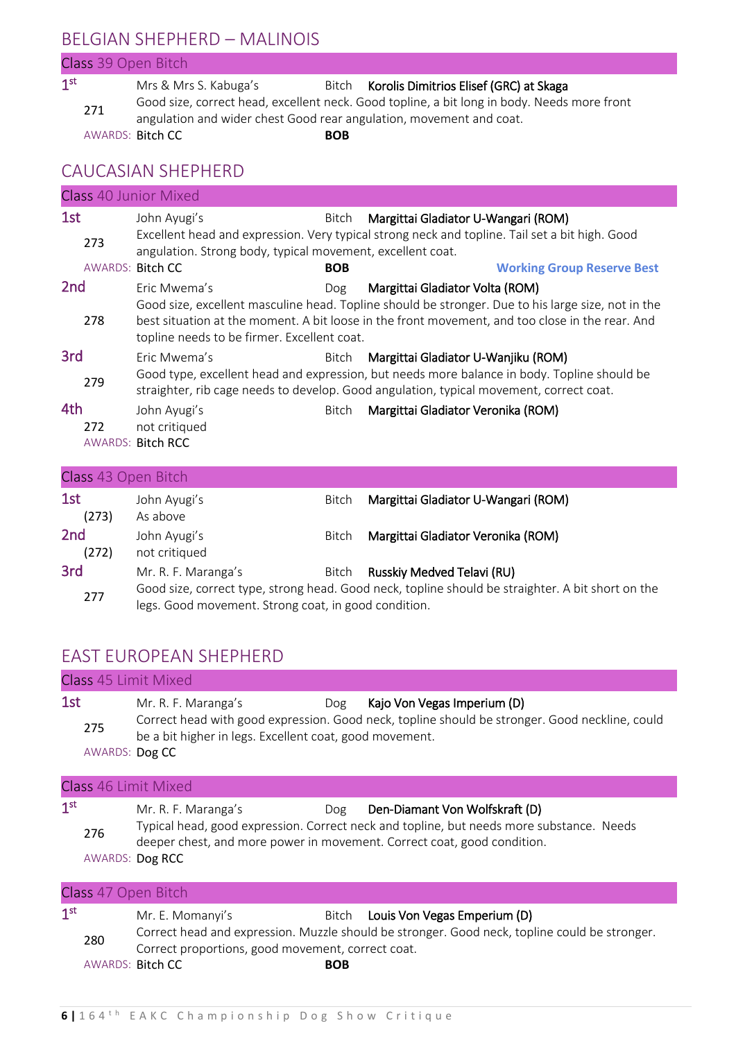## BELGIAN SHEPHERD – MALINOIS

### Class 39 Open Bitch

**1st** — 271 — Mrs & Mrs S. Kabuga's — Bitch — **Korolis Dimitrios Elisef (GRC) at Skaga**
Good size, correct head, excellent neck. Good topline, a bit long in body. Needs more front angulation and wider chest Good rear angulation, movement and coat.
AWARDS: Bitch CC — **BOB**

## CAUCASIAN SHEPHERD

### Class 40 Junior Mixed

**1st** — 273 — John Ayugi's — Bitch — **Margittai Gladiator U-Wangari (ROM)**
Excellent head and expression. Very typical strong neck and topline. Tail set a bit high. Good angulation. Strong body, typical movement, excellent coat.
AWARDS: Bitch CC — **BOB** — **Working Group Reserve Best**

**2nd** — 278 — Eric Mwema's — Dog — **Margittai Gladiator Volta (ROM)**
Good size, excellent masculine head. Topline should be stronger. Due to his large size, not in the best situation at the moment. A bit loose in the front movement, and too close in the rear. And topline needs to be firmer. Excellent coat.

**3rd** — 279 — Eric Mwema's — Bitch — **Margittai Gladiator U-Wanjiku (ROM)**
Good type, excellent head and expression, but needs more balance in body. Topline should be straighter, rib cage needs to develop. Good angulation, typical movement, correct coat.

**4th** — 272 — John Ayugi's — Bitch — **Margittai Gladiator Veronika (ROM)**
not critiqued
AWARDS: Bitch RCC

### Class 43 Open Bitch

**1st** — (273) — John Ayugi's — Bitch — **Margittai Gladiator U-Wangari (ROM)**
As above

**2nd** — (272) — John Ayugi's — Bitch — **Margittai Gladiator Veronika (ROM)**
not critiqued

**3rd** — 277 — Mr. R. F. Maranga's — Bitch — **Russkiy Medved Telavi (RU)**
Good size, correct type, strong head. Good neck, topline should be straighter. A bit short on the legs. Good movement. Strong coat, in good condition.

## EAST EUROPEAN SHEPHERD

### Class 45 Limit Mixed

**1st** — 275 — Mr. R. F. Maranga's — Dog — **Kajo Von Vegas Imperium (D)**
Correct head with good expression. Good neck, topline should be stronger. Good neckline, could be a bit higher in legs. Excellent coat, good movement.
AWARDS: Dog CC

### Class 46 Limit Mixed

**1st** — 276 — Mr. R. F. Maranga's — Dog — **Den-Diamant Von Wolfskraft (D)**
Typical head, good expression. Correct neck and topline, but needs more substance. Needs deeper chest, and more power in movement. Correct coat, good condition.
AWARDS: Dog RCC

### Class 47 Open Bitch

**1st** — 280 — Mr. E. Momanyi's — Bitch — **Louis Von Vegas Emperium (D)**
Correct head and expression. Muzzle should be stronger. Good neck, topline could be stronger. Correct proportions, good movement, correct coat.
AWARDS: Bitch CC — **BOB**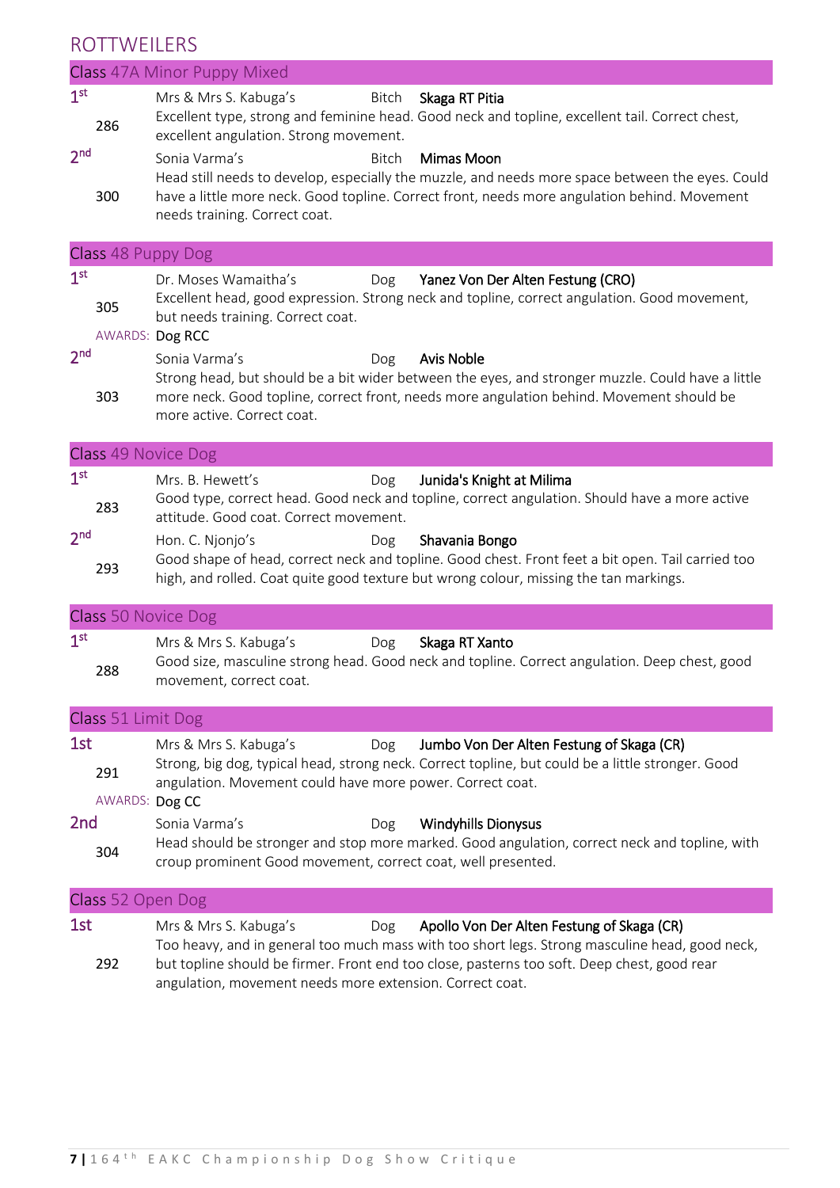# ROTTWEILERS

## Class 47A Minor Puppy Mixed

**1st** — 286 — Mrs & Mrs S. Kabuga's — Bitch — **Skaga RT Pitia**

Excellent type, strong and feminine head. Good neck and topline, excellent tail. Correct chest, excellent angulation. Strong movement.

**2nd** — 300 — Sonia Varma's — Bitch — **Mimas Moon**

Head still needs to develop, especially the muzzle, and needs more space between the eyes. Could have a little more neck. Good topline. Correct front, needs more angulation behind. Movement needs training. Correct coat.

## Class 48 Puppy Dog

**1st** — 305 — Dr. Moses Wamaitha's — Dog — **Yanez Von Der Alten Festung (CRO)**

Excellent head, good expression. Strong neck and topline, correct angulation. Good movement, but needs training. Correct coat.

AWARDS: **Dog RCC**

**2nd** — 303 — Sonia Varma's — Dog — **Avis Noble**

Strong head, but should be a bit wider between the eyes, and stronger muzzle. Could have a little more neck. Good topline, correct front, needs more angulation behind. Movement should be more active. Correct coat.

## Class 49 Novice Dog

**1st** — 283 — Mrs. B. Hewett's — Dog — **Junida's Knight at Milima**

Good type, correct head. Good neck and topline, correct angulation. Should have a more active attitude. Good coat. Correct movement.

**2nd** — 293 — Hon. C. Njonjo's — Dog — **Shavania Bongo**

Good shape of head, correct neck and topline. Good chest. Front feet a bit open. Tail carried too high, and rolled. Coat quite good texture but wrong colour, missing the tan markings.

## Class 50 Novice Dog

**1st** — 288 — Mrs & Mrs S. Kabuga's — Dog — **Skaga RT Xanto**

Good size, masculine strong head. Good neck and topline. Correct angulation. Deep chest, good movement, correct coat.

## Class 51 Limit Dog

**1st** — 291 — Mrs & Mrs S. Kabuga's — Dog — **Jumbo Von Der Alten Festung of Skaga (CR)**

Strong, big dog, typical head, strong neck. Correct topline, but could be a little stronger. Good angulation. Movement could have more power. Correct coat.

AWARDS: **Dog CC**

**2nd** — 304 — Sonia Varma's — Dog — **Windyhills Dionysus**

Head should be stronger and stop more marked. Good angulation, correct neck and topline, with croup prominent Good movement, correct coat, well presented.

## Class 52 Open Dog

**1st** — 292 — Mrs & Mrs S. Kabuga's — Dog — **Apollo Von Der Alten Festung of Skaga (CR)**

Too heavy, and in general too much mass with too short legs. Strong masculine head, good neck, but topline should be firmer. Front end too close, pasterns too soft. Deep chest, good rear angulation, movement needs more extension. Correct coat.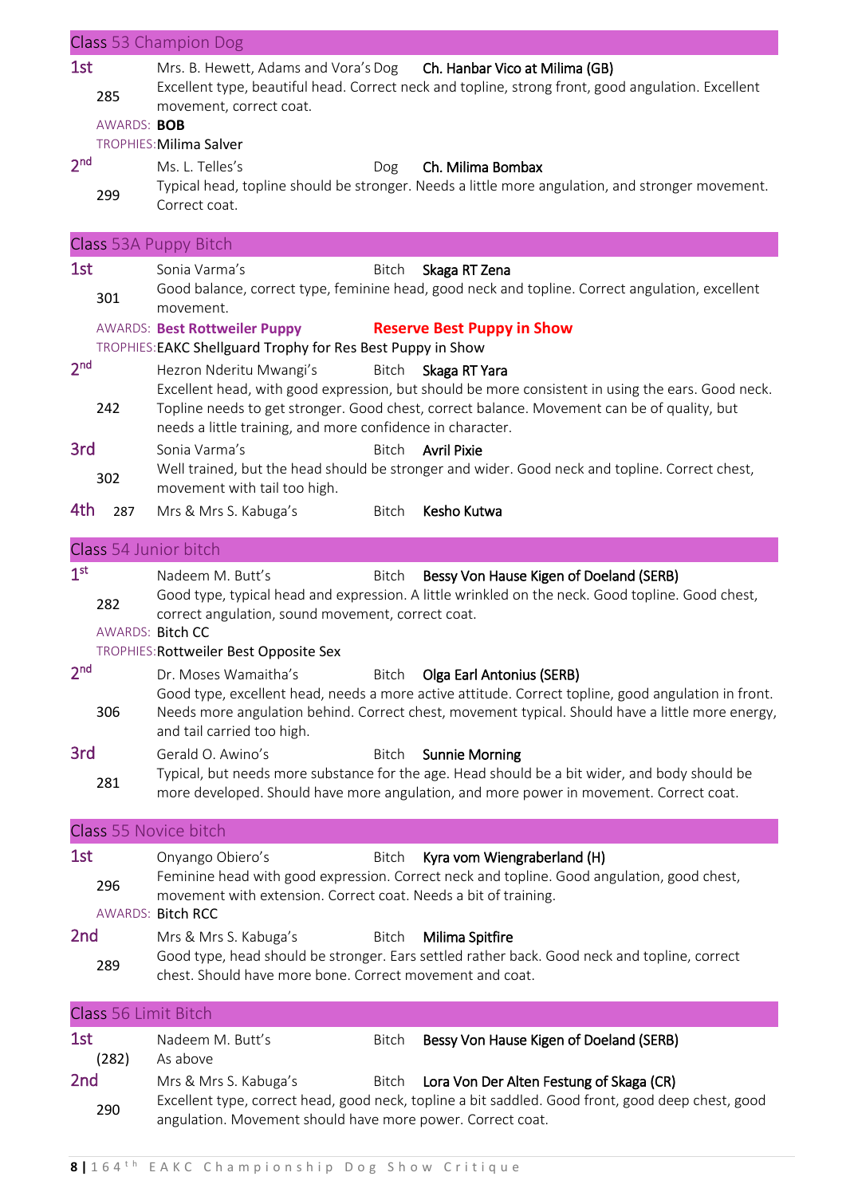## Class 53 Champion Dog

**1st** 285 — Mrs. B. Hewett, Adams and Vora's Dog **Ch. Hanbar Vico at Milima (GB)**

Excellent type, beautiful head. Correct neck and topline, strong front, good angulation. Excellent movement, correct coat.

AWARDS: **BOB**

TROPHIES: Milima Salver

**2nd** 299 — Ms. L. Telles's Dog **Ch. Milima Bombax**

Typical head, topline should be stronger. Needs a little more angulation, and stronger movement. Correct coat.

## Class 53A Puppy Bitch

**1st** 301 — Sonia Varma's Bitch **Skaga RT Zena**

Good balance, correct type, feminine head, good neck and topline. Correct angulation, excellent movement.

AWARDS: **Best Rottweiler Puppy** **Reserve Best Puppy in Show**

TROPHIES: EAKC Shellguard Trophy for Res Best Puppy in Show

**2nd** 242 — Hezron Nderitu Mwangi's Bitch **Skaga RT Yara**

Excellent head, with good expression, but should be more consistent in using the ears. Good neck. Topline needs to get stronger. Good chest, correct balance. Movement can be of quality, but needs a little training, and more confidence in character.

**3rd** 302 — Sonia Varma's Bitch **Avril Pixie**

Well trained, but the head should be stronger and wider. Good neck and topline. Correct chest, movement with tail too high.

**4th** 287 — Mrs & Mrs S. Kabuga's Bitch **Kesho Kutwa**

## Class 54 Junior bitch

**1st** 282 — Nadeem M. Butt's Bitch **Bessy Von Hause Kigen of Doeland (SERB)**

Good type, typical head and expression. A little wrinkled on the neck. Good topline. Good chest, correct angulation, sound movement, correct coat.

AWARDS: Bitch CC

TROPHIES: Rottweiler Best Opposite Sex

**2nd** 306 — Dr. Moses Wamaitha's Bitch **Olga Earl Antonius (SERB)**

Good type, excellent head, needs a more active attitude. Correct topline, good angulation in front. Needs more angulation behind. Correct chest, movement typical. Should have a little more energy, and tail carried too high.

**3rd** 281 — Gerald O. Awino's Bitch **Sunnie Morning**

Typical, but needs more substance for the age. Head should be a bit wider, and body should be more developed. Should have more angulation, and more power in movement. Correct coat.

## Class 55 Novice bitch

**1st** 296 — Onyango Obiero's Bitch **Kyra vom Wiengraberland (H)**

Feminine head with good expression. Correct neck and topline. Good angulation, good chest, movement with extension. Correct coat. Needs a bit of training.

AWARDS: Bitch RCC

**2nd** 289 — Mrs & Mrs S. Kabuga's Bitch **Milima Spitfire**

Good type, head should be stronger. Ears settled rather back. Good neck and topline, correct chest. Should have more bone. Correct movement and coat.

## Class 56 Limit Bitch

**1st** (282) — Nadeem M. Butt's Bitch **Bessy Von Hause Kigen of Doeland (SERB)**

As above

**2nd** 290 — Mrs & Mrs S. Kabuga's Bitch **Lora Von Der Alten Festung of Skaga (CR)**

Excellent type, correct head, good neck, topline a bit saddled. Good front, good deep chest, good angulation. Movement should have more power. Correct coat.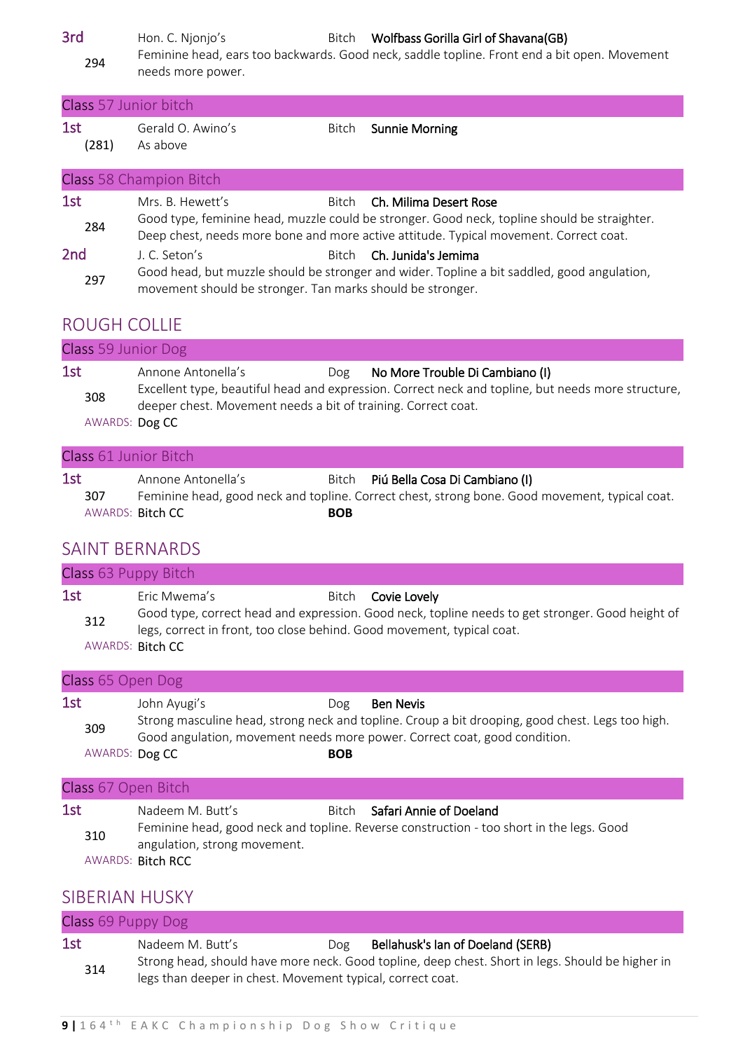**3rd** Hon. C. Njonjo's Bitch **Wolfbass Gorilla Girl of Shavana(GB)**
294 Feminine head, ears too backwards. Good neck, saddle topline. Front end a bit open. Movement needs more power.

### Class 57 Junior bitch

**1st** Gerald O. Awino's Bitch **Sunnie Morning**
(281) As above

### Class 58 Champion Bitch

**1st** Mrs. B. Hewett's Bitch **Ch. Milima Desert Rose**
284 Good type, feminine head, muzzle could be stronger. Good neck, topline should be straighter. Deep chest, needs more bone and more active attitude. Typical movement. Correct coat.

**2nd** J. C. Seton's Bitch **Ch. Junida's Jemima**
297 Good head, but muzzle should be stronger and wider. Topline a bit saddled, good angulation, movement should be stronger. Tan marks should be stronger.

## ROUGH COLLIE

### Class 59 Junior Dog

**1st** Annone Antonella's Dog **No More Trouble Di Cambiano (I)**
308 Excellent type, beautiful head and expression. Correct neck and topline, but needs more structure, deeper chest. Movement needs a bit of training. Correct coat.
AWARDS: **Dog CC**

### Class 61 Junior Bitch

**1st** Annone Antonella's Bitch **Piú Bella Cosa Di Cambiano (I)**
307 Feminine head, good neck and topline. Correct chest, strong bone. Good movement, typical coat.
AWARDS: **Bitch CC** **BOB**

## SAINT BERNARDS

### Class 63 Puppy Bitch

**1st** Eric Mwema's Bitch **Covie Lovely**
312 Good type, correct head and expression. Good neck, topline needs to get stronger. Good height of legs, correct in front, too close behind. Good movement, typical coat.
AWARDS: **Bitch CC**

### Class 65 Open Dog

**1st** John Ayugi's Dog **Ben Nevis**
309 Strong masculine head, strong neck and topline. Croup a bit drooping, good chest. Legs too high. Good angulation, movement needs more power. Correct coat, good condition.
AWARDS: **Dog CC** **BOB**

### Class 67 Open Bitch

**1st** Nadeem M. Butt's Bitch **Safari Annie of Doeland**
310 Feminine head, good neck and topline. Reverse construction - too short in the legs. Good angulation, strong movement.
AWARDS: **Bitch RCC**

## SIBERIAN HUSKY

### Class 69 Puppy Dog

**1st** Nadeem M. Butt's Dog **Bellahusk's Ian of Doeland (SERB)**
314 Strong head, should have more neck. Good topline, deep chest. Short in legs. Should be higher in legs than deeper in chest. Movement typical, correct coat.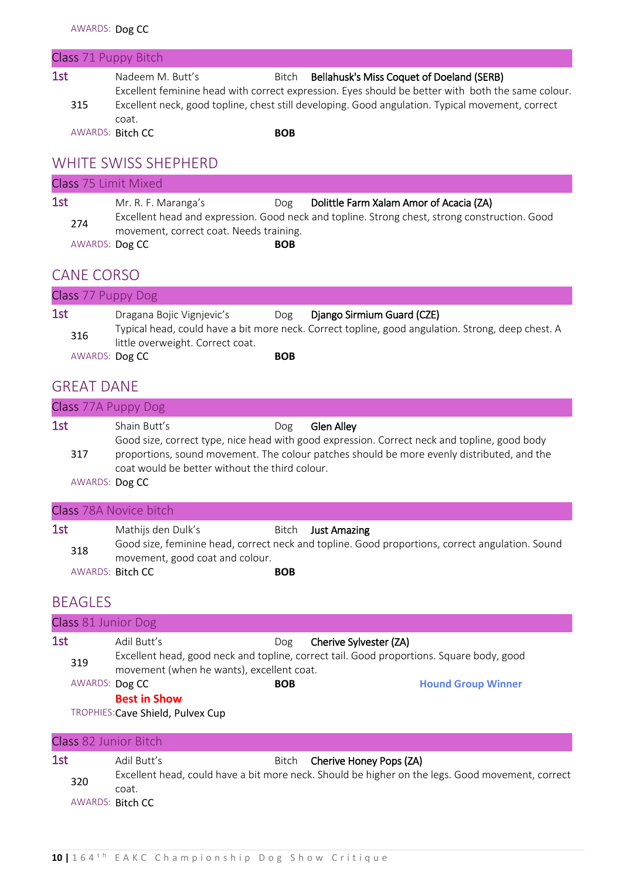AWARDS: Dog CC

### Class 71 Puppy Bitch

**1st** 315 — Nadeem M. Butt's — Bitch — **Bellahusk's Miss Coquet of Doeland (SERB)**

Excellent feminine head with correct expression. Eyes should be better with both the same colour. Excellent neck, good topline, chest still developing. Good angulation. Typical movement, correct coat.

AWARDS: Bitch CC — **BOB**

## WHITE SWISS SHEPHERD

### Class 75 Limit Mixed

**1st** 274 — Mr. R. F. Maranga's — Dog — **Dolittle Farm Xalam Amor of Acacia (ZA)**

Excellent head and expression. Good neck and topline. Strong chest, strong construction. Good movement, correct coat. Needs training.

AWARDS: Dog CC — **BOB**

## CANE CORSO

### Class 77 Puppy Dog

**1st** 316 — Dragana Bojic Vignjevic's — Dog — **Django Sirmium Guard (CZE)**

Typical head, could have a bit more neck. Correct topline, good angulation. Strong, deep chest. A little overweight. Correct coat.

AWARDS: Dog CC — **BOB**

## GREAT DANE

### Class 77A Puppy Dog

**1st** 317 — Shain Butt's — Dog — **Glen Alley**

Good size, correct type, nice head with good expression. Correct neck and topline, good body proportions, sound movement. The colour patches should be more evenly distributed, and the coat would be better without the third colour.

AWARDS: Dog CC

### Class 78A Novice bitch

**1st** 318 — Mathijs den Dulk's — Bitch — **Just Amazing**

Good size, feminine head, correct neck and topline. Good proportions, correct angulation. Sound movement, good coat and colour.

AWARDS: Bitch CC — **BOB**

## BEAGLES

### Class 81 Junior Dog

**1st** 319 — Adil Butt's — Dog — **Cherive Sylvester (ZA)**

Excellent head, good neck and topline, correct tail. Good proportions. Square body, good movement (when he wants), excellent coat.

AWARDS: Dog CC — **BOB** — **Hound Group Winner**

**Best in Show**

TROPHIES: Cave Shield, Pulvex Cup

### Class 82 Junior Bitch

**1st** 320 — Adil Butt's — Bitch — **Cherive Honey Pops (ZA)**

Excellent head, could have a bit more neck. Should be higher on the legs. Good movement, correct coat.

AWARDS: Bitch CC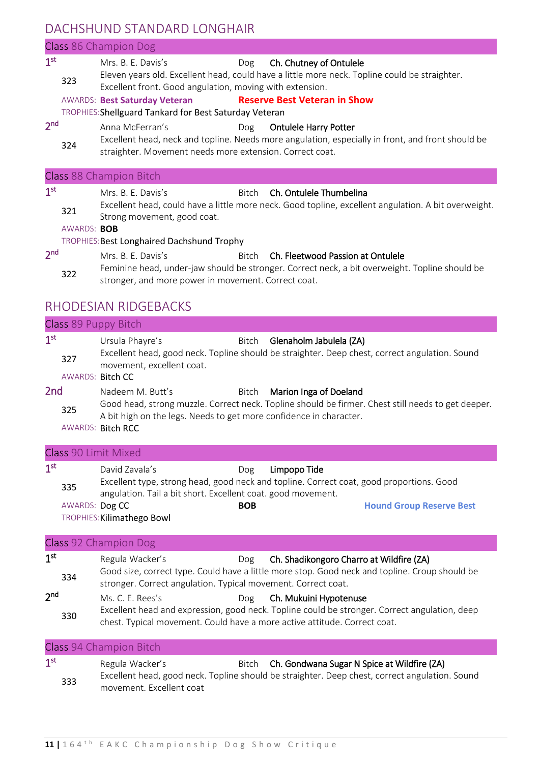## DACHSHUND STANDARD LONGHAIR

### Class 86 Champion Dog

**1st** 323 — Mrs. B. E. Davis's — Dog — **Ch. Chutney of Ontulele**

Eleven years old. Excellent head, could have a little more neck. Topline could be straighter. Excellent front. Good angulation, moving with extension.

AWARDS: **Best Saturday Veteran** **Reserve Best Veteran in Show**

TROPHIES: **Shellguard Tankard for Best Saturday Veteran**

**2nd** 324 — Anna McFerran's — Dog — **Ontulele Harry Potter**

Excellent head, neck and topline. Needs more angulation, especially in front, and front should be straighter. Movement needs more extension. Correct coat.

### Class 88 Champion Bitch

**1st** 321 — Mrs. B. E. Davis's — Bitch — **Ch. Ontulele Thumbelina**

Excellent head, could have a little more neck. Good topline, excellent angulation. A bit overweight. Strong movement, good coat.

AWARDS: **BOB**

TROPHIES: **Best Longhaired Dachshund Trophy**

**2nd** 322 — Mrs. B. E. Davis's — Bitch — **Ch. Fleetwood Passion at Ontulele**

Feminine head, under-jaw should be stronger. Correct neck, a bit overweight. Topline should be stronger, and more power in movement. Correct coat.

## RHODESIAN RIDGEBACKS

### Class 89 Puppy Bitch

**1st** 327 — Ursula Phayre's — Bitch — **Glenaholm Jabulela (ZA)**

Excellent head, good neck. Topline should be straighter. Deep chest, correct angulation. Sound movement, excellent coat.

AWARDS: Bitch CC

**2nd** 325 — Nadeem M. Butt's — Bitch — **Marion Inga of Doeland**

Good head, strong muzzle. Correct neck. Topline should be firmer. Chest still needs to get deeper. A bit high on the legs. Needs to get more confidence in character.

AWARDS: Bitch RCC

### Class 90 Limit Mixed

**1st** 335 — David Zavala's — Dog — **Limpopo Tide**

Excellent type, strong head, good neck and topline. Correct coat, good proportions. Good angulation. Tail a bit short. Excellent coat. good movement.

AWARDS: Dog CC **BOB** **Hound Group Reserve Best**

TROPHIES: Kilimathego Bowl

### Class 92 Champion Dog

**1st** 334 — Regula Wacker's — Dog — **Ch. Shadikongoro Charro at Wildfire (ZA)**

Good size, correct type. Could have a little more stop. Good neck and topline. Croup should be stronger. Correct angulation. Typical movement. Correct coat.

**2nd** 330 — Ms. C. E. Rees's — Dog — **Ch. Mukuini Hypotenuse**

Excellent head and expression, good neck. Topline could be stronger. Correct angulation, deep chest. Typical movement. Could have a more active attitude. Correct coat.

### Class 94 Champion Bitch

**1st** 333 — Regula Wacker's — Bitch — **Ch. Gondwana Sugar N Spice at Wildfire (ZA)**

Excellent head, good neck. Topline should be straighter. Deep chest, correct angulation. Sound movement. Excellent coat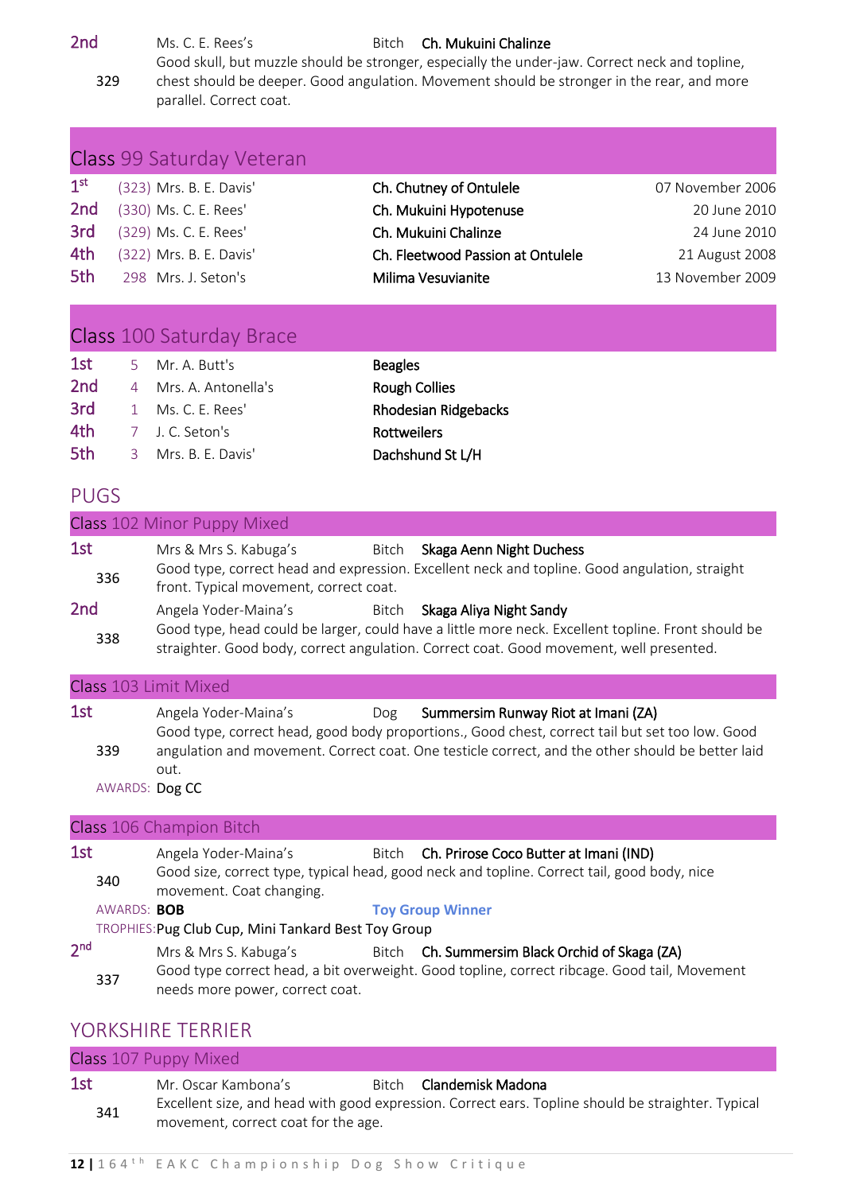**2nd** Ms. C. E. Rees's Bitch **Ch. Mukuini Chalinze**

329 Good skull, but muzzle should be stronger, especially the under-jaw. Correct neck and topline, chest should be deeper. Good angulation. Movement should be stronger in the rear, and more parallel. Correct coat.

## Class 99 Saturday Veteran

| | | | | |
|---|---|---|---|---|
| 1st | (323) | Mrs. B. E. Davis' | **Ch. Chutney of Ontulele** | 07 November 2006 |
| 2nd | (330) | Ms. C. E. Rees' | **Ch. Mukuini Hypotenuse** | 20 June 2010 |
| 3rd | (329) | Ms. C. E. Rees' | **Ch. Mukuini Chalinze** | 24 June 2010 |
| 4th | (322) | Mrs. B. E. Davis' | **Ch. Fleetwood Passion at Ontulele** | 21 August 2008 |
| 5th | 298 | Mrs. J. Seton's | **Milima Vesuvianite** | 13 November 2009 |

## Class 100 Saturday Brace

| | | | |
|---|---|---|---|
| 1st | 5 | Mr. A. Butt's | **Beagles** |
| 2nd | 4 | Mrs. A. Antonella's | **Rough Collies** |
| 3rd | 1 | Ms. C. E. Rees' | **Rhodesian Ridgebacks** |
| 4th | 7 | J. C. Seton's | **Rottweilers** |
| 5th | 3 | Mrs. B. E. Davis' | **Dachshund St L/H** |

# PUGS

## Class 102 Minor Puppy Mixed

**1st** Mrs & Mrs S. Kabuga's Bitch **Skaga Aenn Night Duchess**

336 Good type, correct head and expression. Excellent neck and topline. Good angulation, straight front. Typical movement, correct coat.

**2nd** Angela Yoder-Maina's Bitch **Skaga Aliya Night Sandy**

338 Good type, head could be larger, could have a little more neck. Excellent topline. Front should be straighter. Good body, correct angulation. Correct coat. Good movement, well presented.

## Class 103 Limit Mixed

**1st** Angela Yoder-Maina's Dog **Summersim Runway Riot at Imani (ZA)**

339 Good type, correct head, good body proportions., Good chest, correct tail but set too low. Good angulation and movement. Correct coat. One testicle correct, and the other should be better laid out.

AWARDS: **Dog CC**

## Class 106 Champion Bitch

**1st** Angela Yoder-Maina's Bitch **Ch. Prirose Coco Butter at Imani (IND)**

340 Good size, correct type, typical head, good neck and topline. Correct tail, good body, nice movement. Coat changing.

AWARDS: **BOB** **Toy Group Winner**

TROPHIES: Pug Club Cup, Mini Tankard Best Toy Group

**2nd** Mrs & Mrs S. Kabuga's Bitch **Ch. Summersim Black Orchid of Skaga (ZA)**

337 Good type correct head, a bit overweight. Good topline, correct ribcage. Good tail, Movement needs more power, correct coat.

# YORKSHIRE TERRIER

## Class 107 Puppy Mixed

**1st** Mr. Oscar Kambona's Bitch **Clandemisk Madona**

341 Excellent size, and head with good expression. Correct ears. Topline should be straighter. Typical movement, correct coat for the age.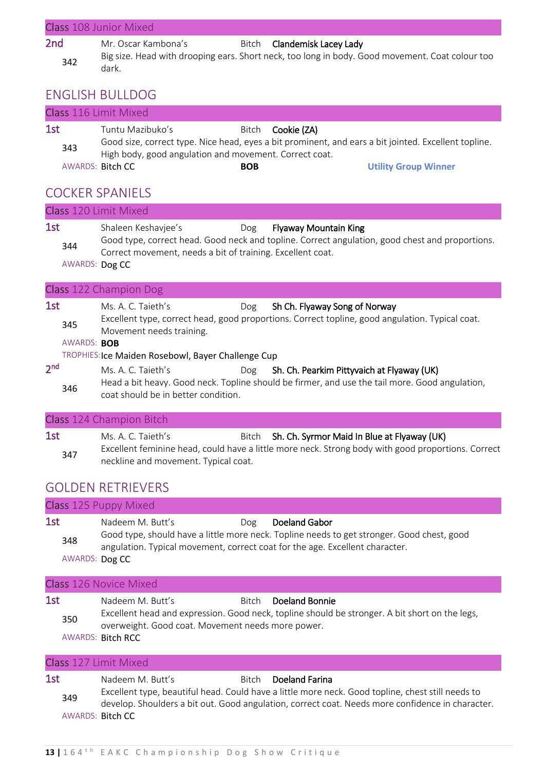### Class 108 Junior Mixed

**2nd** 342 — Mr. Oscar Kambona's — Bitch — **Clandemisk Lacey Lady**

Big size. Head with drooping ears. Short neck, too long in body. Good movement. Coat colour too dark.

## ENGLISH BULLDOG

### Class 116 Limit Mixed

**1st** 343 — Tuntu Mazibuko's — Bitch — **Cookie (ZA)**

Good size, correct type. Nice head, eyes a bit prominent, and ears a bit jointed. Excellent topline. High body, good angulation and movement. Correct coat.

AWARDS: Bitch CC — **BOB** — **Utility Group Winner**

## COCKER SPANIELS

### Class 120 Limit Mixed

**1st** 344 — Shaleen Keshavjee's — Dog — **Flyaway Mountain King**

Good type, correct head. Good neck and topline. Correct angulation, good chest and proportions. Correct movement, needs a bit of training. Excellent coat.

AWARDS: Dog CC

### Class 122 Champion Dog

**1st** 345 — Ms. A. C. Taieth's — Dog — **Sh Ch. Flyaway Song of Norway**

Excellent type, correct head, good proportions. Correct topline, good angulation. Typical coat. Movement needs training.

AWARDS: **BOB**

TROPHIES: Ice Maiden Rosebowl, Bayer Challenge Cup

**2nd** 346 — Ms. A. C. Taieth's — Dog — **Sh. Ch. Pearkim Pittyvaich at Flyaway (UK)**

Head a bit heavy. Good neck. Topline should be firmer, and use the tail more. Good angulation, coat should be in better condition.

### Class 124 Champion Bitch

**1st** 347 — Ms. A. C. Taieth's — Bitch — **Sh. Ch. Syrmor Maid In Blue at Flyaway (UK)**

Excellent feminine head, could have a little more neck. Strong body with good proportions. Correct neckline and movement. Typical coat.

## GOLDEN RETRIEVERS

### Class 125 Puppy Mixed

**1st** 348 — Nadeem M. Butt's — Dog — **Doeland Gabor**

Good type, should have a little more neck. Topline needs to get stronger. Good chest, good angulation. Typical movement, correct coat for the age. Excellent character.

AWARDS: Dog CC

### Class 126 Novice Mixed

**1st** 350 — Nadeem M. Butt's — Bitch — **Doeland Bonnie**

Excellent head and expression. Good neck, topline should be stronger. A bit short on the legs, overweight. Good coat. Movement needs more power.

AWARDS: Bitch RCC

### Class 127 Limit Mixed

**1st** 349 — Nadeem M. Butt's — Bitch — **Doeland Farina**

Excellent type, beautiful head. Could have a little more neck. Good topline, chest still needs to develop. Shoulders a bit out. Good angulation, correct coat. Needs more confidence in character.

AWARDS: Bitch CC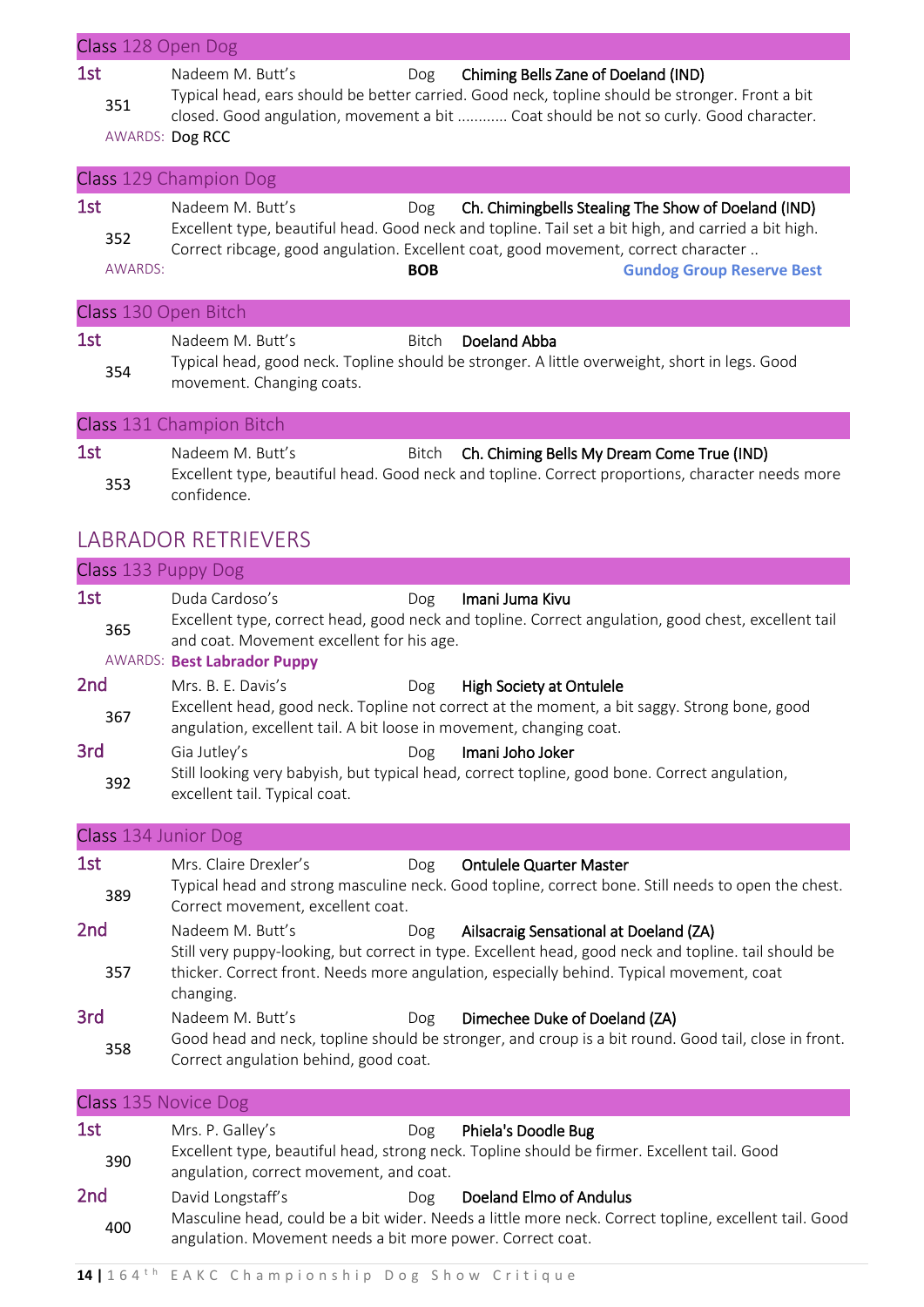### Class 128 Open Dog

**1st** — 351 — Nadeem M. Butt's — Dog — **Chiming Bells Zane of Doeland (IND)**

Typical head, ears should be better carried. Good neck, topline should be stronger. Front a bit closed. Good angulation, movement a bit ............ Coat should be not so curly. Good character.

AWARDS: Dog RCC

### Class 129 Champion Dog

**1st** — 352 — Nadeem M. Butt's — Dog — **Ch. Chimingbells Stealing The Show of Doeland (IND)**

Excellent type, beautiful head. Good neck and topline. Tail set a bit high, and carried a bit high. Correct ribcage, good angulation. Excellent coat, good movement, correct character ..

AWARDS: **BOB** **Gundog Group Reserve Best**

### Class 130 Open Bitch

**1st** — 354 — Nadeem M. Butt's — Bitch — **Doeland Abba**

Typical head, good neck. Topline should be stronger. A little overweight, short in legs. Good movement. Changing coats.

### Class 131 Champion Bitch

**1st** — 353 — Nadeem M. Butt's — Bitch — **Ch. Chiming Bells My Dream Come True (IND)**

Excellent type, beautiful head. Good neck and topline. Correct proportions, character needs more confidence.

## LABRADOR RETRIEVERS

### Class 133 Puppy Dog

**1st** — 365 — Duda Cardoso's — Dog — **Imani Juma Kivu**

Excellent type, correct head, good neck and topline. Correct angulation, good chest, excellent tail and coat. Movement excellent for his age.

AWARDS: **Best Labrador Puppy**

**2nd** — 367 — Mrs. B. E. Davis's — Dog — **High Society at Ontulele**

Excellent head, good neck. Topline not correct at the moment, a bit saggy. Strong bone, good angulation, excellent tail. A bit loose in movement, changing coat.

**3rd** — 392 — Gia Jutley's — Dog — **Imani Joho Joker**

Still looking very babyish, but typical head, correct topline, good bone. Correct angulation, excellent tail. Typical coat.

### Class 134 Junior Dog

**1st** — 389 — Mrs. Claire Drexler's — Dog — **Ontulele Quarter Master**

Typical head and strong masculine neck. Good topline, correct bone. Still needs to open the chest. Correct movement, excellent coat.

**2nd** — 357 — Nadeem M. Butt's — Dog — **Ailsacraig Sensational at Doeland (ZA)**

Still very puppy-looking, but correct in type. Excellent head, good neck and topline. tail should be thicker. Correct front. Needs more angulation, especially behind. Typical movement, coat changing.

**3rd** — 358 — Nadeem M. Butt's — Dog — **Dimechee Duke of Doeland (ZA)**

Good head and neck, topline should be stronger, and croup is a bit round. Good tail, close in front. Correct angulation behind, good coat.

### Class 135 Novice Dog

**1st** — 390 — Mrs. P. Galley's — Dog — **Phiela's Doodle Bug**

Excellent type, beautiful head, strong neck. Topline should be firmer. Excellent tail. Good angulation, correct movement, and coat.

**2nd** — 400 — David Longstaff's — Dog — **Doeland Elmo of Andulus**

Masculine head, could be a bit wider. Needs a little more neck. Correct topline, excellent tail. Good angulation. Movement needs a bit more power. Correct coat.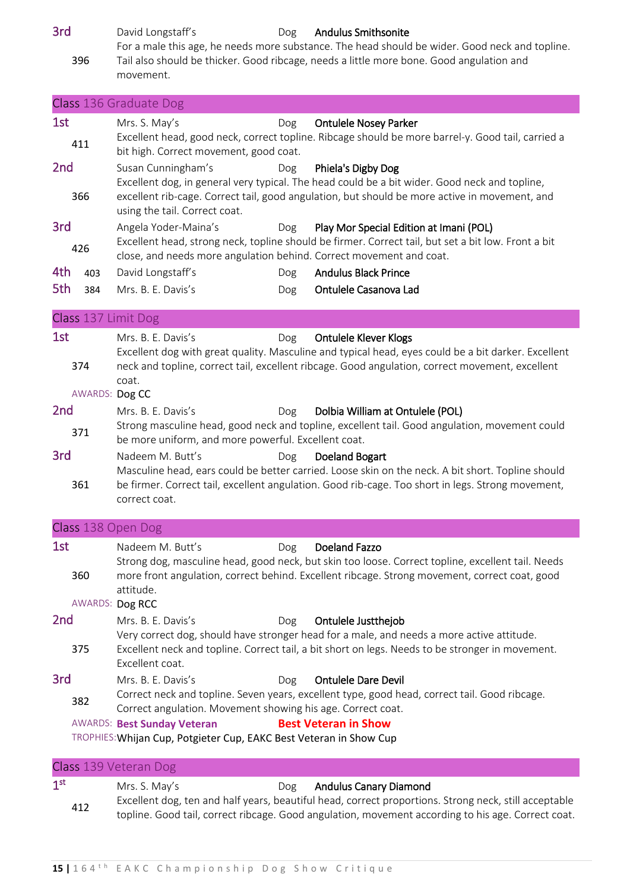**3rd** 396 — David Longstaff's — Dog — **Andulus Smithsonite**

For a male this age, he needs more substance. The head should be wider. Good neck and topline. Tail also should be thicker. Good ribcage, needs a little more bone. Good angulation and movement.

## Class 136 Graduate Dog

**1st** 411 — Mrs. S. May's — Dog — **Ontulele Nosey Parker**

Excellent head, good neck, correct topline. Ribcage should be more barrel-y. Good tail, carried a bit high. Correct movement, good coat.

**2nd** 366 — Susan Cunningham's — Dog — **Phiela's Digby Dog**

Excellent dog, in general very typical. The head could be a bit wider. Good neck and topline, excellent rib-cage. Correct tail, good angulation, but should be more active in movement, and using the tail. Correct coat.

**3rd** 426 — Angela Yoder-Maina's — Dog — **Play Mor Special Edition at Imani (POL)**

Excellent head, strong neck, topline should be firmer. Correct tail, but set a bit low. Front a bit close, and needs more angulation behind. Correct movement and coat.

**4th** 403 — David Longstaff's — Dog — **Andulus Black Prince**

**5th** 384 — Mrs. B. E. Davis's — Dog — **Ontulele Casanova Lad**

## Class 137 Limit Dog

**1st** 374 — Mrs. B. E. Davis's — Dog — **Ontulele Klever Klogs**

Excellent dog with great quality. Masculine and typical head, eyes could be a bit darker. Excellent neck and topline, correct tail, excellent ribcage. Good angulation, correct movement, excellent coat.

AWARDS: Dog CC

**2nd** 371 — Mrs. B. E. Davis's — Dog — **Dolbia William at Ontulele (POL)**

Strong masculine head, good neck and topline, excellent tail. Good angulation, movement could be more uniform, and more powerful. Excellent coat.

**3rd** 361 — Nadeem M. Butt's — Dog — **Doeland Bogart**

Masculine head, ears could be better carried. Loose skin on the neck. A bit short. Topline should be firmer. Correct tail, excellent angulation. Good rib-cage. Too short in legs. Strong movement, correct coat.

## Class 138 Open Dog

**1st** 360 — Nadeem M. Butt's — Dog — **Doeland Fazzo**

Strong dog, masculine head, good neck, but skin too loose. Correct topline, excellent tail. Needs more front angulation, correct behind. Excellent ribcage. Strong movement, correct coat, good attitude.

AWARDS: Dog RCC

**2nd** 375 — Mrs. B. E. Davis's — Dog — **Ontulele Justthejob**

Very correct dog, should have stronger head for a male, and needs a more active attitude. Excellent neck and topline. Correct tail, a bit short on legs. Needs to be stronger in movement. Excellent coat.

**3rd** 382 — Mrs. B. E. Davis's — Dog — **Ontulele Dare Devil**

Correct neck and topline. Seven years, excellent type, good head, correct tail. Good ribcage. Correct angulation. Movement showing his age. Correct coat.

AWARDS: **Best Sunday Veteran** — **Best Veteran in Show**

TROPHIES: Whijan Cup, Potgieter Cup, EAKC Best Veteran in Show Cup

## Class 139 Veteran Dog

**1st** 412 — Mrs. S. May's — Dog — **Andulus Canary Diamond**

Excellent dog, ten and half years, beautiful head, correct proportions. Strong neck, still acceptable topline. Good tail, correct ribcage. Good angulation, movement according to his age. Correct coat.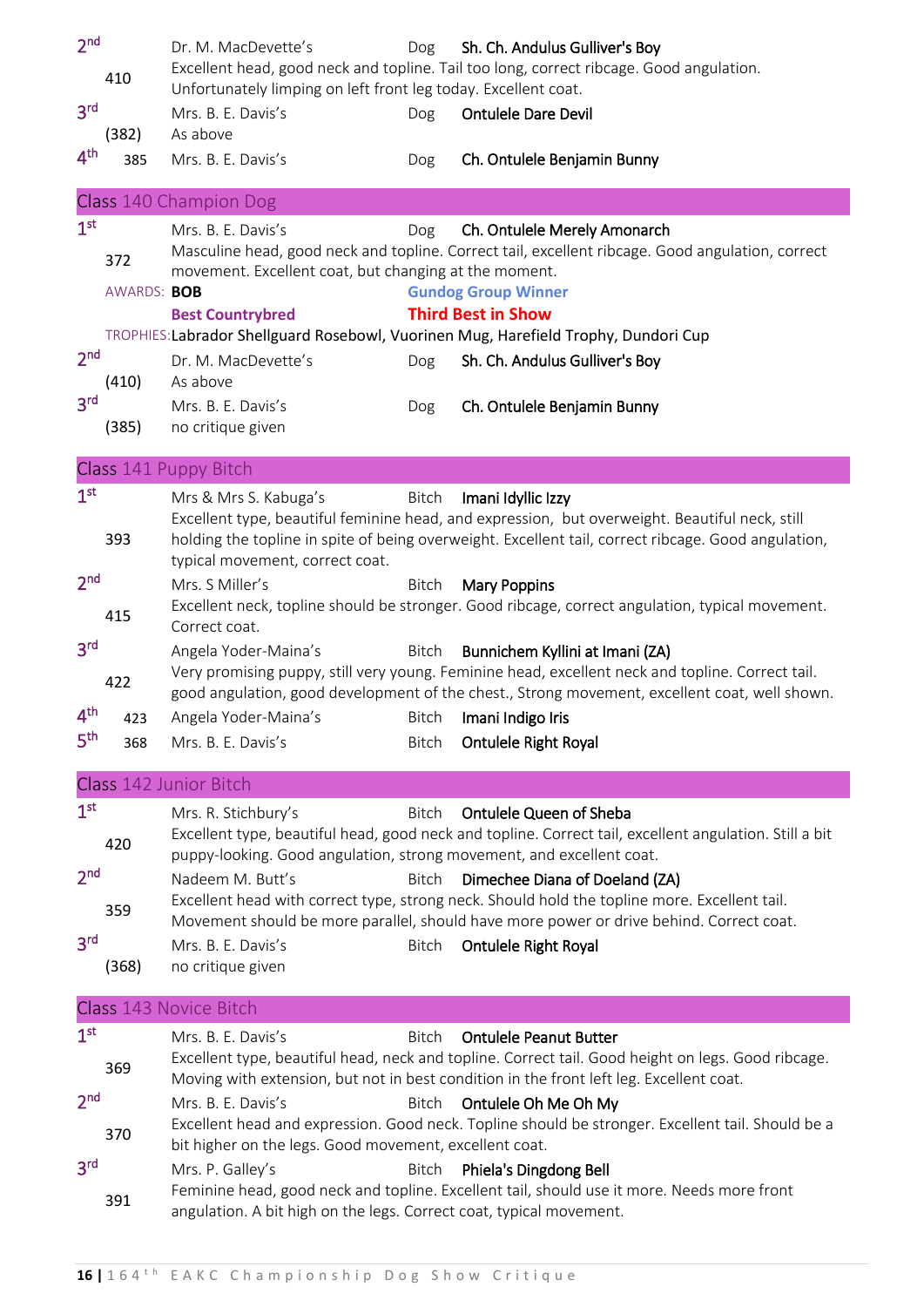**2nd** 410 — Dr. M. MacDevette's — Dog — **Sh. Ch. Andulus Gulliver's Boy**
Excellent head, good neck and topline. Tail too long, correct ribcage. Good angulation. Unfortunately limping on left front leg today. Excellent coat.

**3rd** (382) — Mrs. B. E. Davis's — Dog — **Ontulele Dare Devil**
As above

**4th** 385 — Mrs. B. E. Davis's — Dog — **Ch. Ontulele Benjamin Bunny**

## Class 140 Champion Dog

**1st** 372 — Mrs. B. E. Davis's — Dog — **Ch. Ontulele Merely Amonarch**
Masculine head, good neck and topline. Correct tail, excellent ribcage. Good angulation, correct movement. Excellent coat, but changing at the moment.

AWARDS: **BOB** — **Gundog Group Winner** — **Best Countrybred** — **Third Best in Show**

TROPHIES: Labrador Shellguard Rosebowl, Vuorinen Mug, Harefield Trophy, Dundori Cup

**2nd** (410) — Dr. M. MacDevette's — Dog — **Sh. Ch. Andulus Gulliver's Boy**
As above

**3rd** (385) — Mrs. B. E. Davis's — Dog — **Ch. Ontulele Benjamin Bunny**
no critique given

## Class 141 Puppy Bitch

**1st** 393 — Mrs & Mrs S. Kabuga's — Bitch — **Imani Idyllic Izzy**
Excellent type, beautiful feminine head, and expression, but overweight. Beautiful neck, still holding the topline in spite of being overweight. Excellent tail, correct ribcage. Good angulation, typical movement, correct coat.

**2nd** 415 — Mrs. S Miller's — Bitch — **Mary Poppins**
Excellent neck, topline should be stronger. Good ribcage, correct angulation, typical movement. Correct coat.

**3rd** 422 — Angela Yoder-Maina's — Bitch — **Bunnichem Kyllini at Imani (ZA)**
Very promising puppy, still very young. Feminine head, excellent neck and topline. Correct tail. good angulation, good development of the chest., Strong movement, excellent coat, well shown.

**4th** 423 — Angela Yoder-Maina's — Bitch — **Imani Indigo Iris**

**5th** 368 — Mrs. B. E. Davis's — Bitch — **Ontulele Right Royal**

## Class 142 Junior Bitch

**1st** 420 — Mrs. R. Stichbury's — Bitch — **Ontulele Queen of Sheba**
Excellent type, beautiful head, good neck and topline. Correct tail, excellent angulation. Still a bit puppy-looking. Good angulation, strong movement, and excellent coat.

**2nd** 359 — Nadeem M. Butt's — Bitch — **Dimechee Diana of Doeland (ZA)**
Excellent head with correct type, strong neck. Should hold the topline more. Excellent tail. Movement should be more parallel, should have more power or drive behind. Correct coat.

**3rd** (368) — Mrs. B. E. Davis's — Bitch — **Ontulele Right Royal**
no critique given

## Class 143 Novice Bitch

**1st** 369 — Mrs. B. E. Davis's — Bitch — **Ontulele Peanut Butter**
Excellent type, beautiful head, neck and topline. Correct tail. Good height on legs. Good ribcage. Moving with extension, but not in best condition in the front left leg. Excellent coat.

**2nd** 370 — Mrs. B. E. Davis's — Bitch — **Ontulele Oh Me Oh My**
Excellent head and expression. Good neck. Topline should be stronger. Excellent tail. Should be a bit higher on the legs. Good movement, excellent coat.

**3rd** 391 — Mrs. P. Galley's — Bitch — **Phiela's Dingdong Bell**
Feminine head, good neck and topline. Excellent tail, should use it more. Needs more front angulation. A bit high on the legs. Correct coat, typical movement.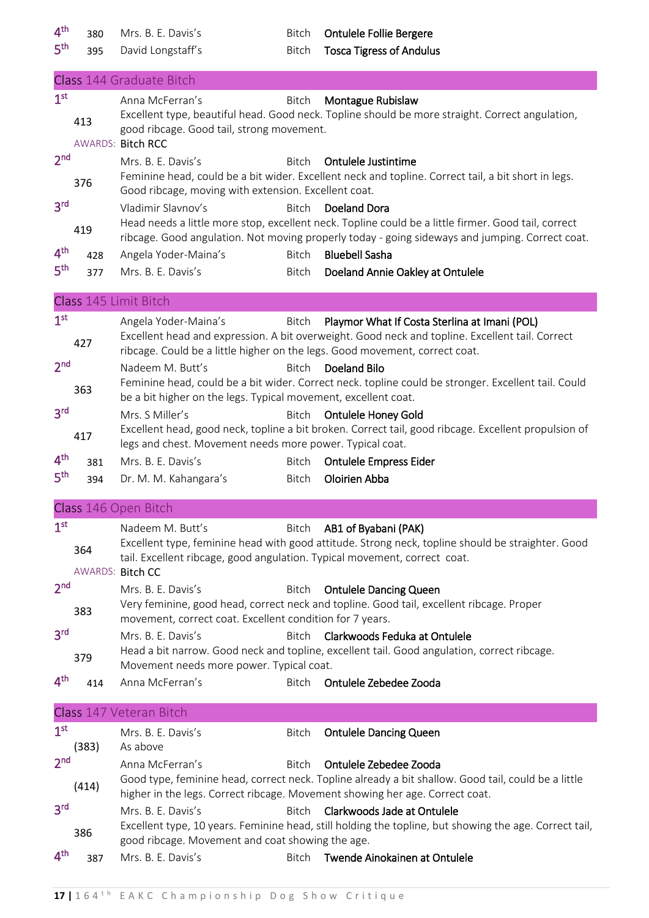4th 380 Mrs. B. E. Davis's Bitch **Ontulele Follie Bergere**

5th 395 David Longstaff's Bitch **Tosca Tigress of Andulus**

## Class 144 Graduate Bitch

1st 413 Anna McFerran's Bitch **Montague Rubislaw**
Excellent type, beautiful head. Good neck. Topline should be more straight. Correct angulation, good ribcage. Good tail, strong movement.
AWARDS: Bitch RCC

2nd 376 Mrs. B. E. Davis's Bitch **Ontulele Justintime**
Feminine head, could be a bit wider. Excellent neck and topline. Correct tail, a bit short in legs. Good ribcage, moving with extension. Excellent coat.

3rd 419 Vladimir Slavnov's Bitch **Doeland Dora**
Head needs a little more stop, excellent neck. Topline could be a little firmer. Good tail, correct ribcage. Good angulation. Not moving properly today - going sideways and jumping. Correct coat.

4th 428 Angela Yoder-Maina's Bitch **Bluebell Sasha**

5th 377 Mrs. B. E. Davis's Bitch **Doeland Annie Oakley at Ontulele**

## Class 145 Limit Bitch

1st 427 Angela Yoder-Maina's Bitch **Playmor What If Costa Sterlina at Imani (POL)**
Excellent head and expression. A bit overweight. Good neck and topline. Excellent tail. Correct ribcage. Could be a little higher on the legs. Good movement, correct coat.

2nd 363 Nadeem M. Butt's Bitch **Doeland Bilo**
Feminine head, could be a bit wider. Correct neck. topline could be stronger. Excellent tail. Could be a bit higher on the legs. Typical movement, excellent coat.

3rd 417 Mrs. S Miller's Bitch **Ontulele Honey Gold**
Excellent head, good neck, topline a bit broken. Correct tail, good ribcage. Excellent propulsion of legs and chest. Movement needs more power. Typical coat.

4th 381 Mrs. B. E. Davis's Bitch **Ontulele Empress Eider**

5th 394 Dr. M. M. Kahangara's Bitch **Oloirien Abba**

## Class 146 Open Bitch

1st 364 Nadeem M. Butt's Bitch **AB1 of Byabani (PAK)**
Excellent type, feminine head with good attitude. Strong neck, topline should be straighter. Good tail. Excellent ribcage, good angulation. Typical movement, correct coat.
AWARDS: Bitch CC

2nd 383 Mrs. B. E. Davis's Bitch **Ontulele Dancing Queen**
Very feminine, good head, correct neck and topline. Good tail, excellent ribcage. Proper movement, correct coat. Excellent condition for 7 years.

3rd 379 Mrs. B. E. Davis's Bitch **Clarkwoods Feduka at Ontulele**
Head a bit narrow. Good neck and topline, excellent tail. Good angulation, correct ribcage. Movement needs more power. Typical coat.

4th 414 Anna McFerran's Bitch **Ontulele Zebedee Zooda**

## Class 147 Veteran Bitch

1st (383) Mrs. B. E. Davis's Bitch **Ontulele Dancing Queen**
As above

2nd (414) Anna McFerran's Bitch **Ontulele Zebedee Zooda**
Good type, feminine head, correct neck. Topline already a bit shallow. Good tail, could be a little higher in the legs. Correct ribcage. Movement showing her age. Correct coat.

3rd 386 Mrs. B. E. Davis's Bitch **Clarkwoods Jade at Ontulele**
Excellent type, 10 years. Feminine head, still holding the topline, but showing the age. Correct tail, good ribcage. Movement and coat showing the age.

4th 387 Mrs. B. E. Davis's Bitch **Twende Ainokainen at Ontulele**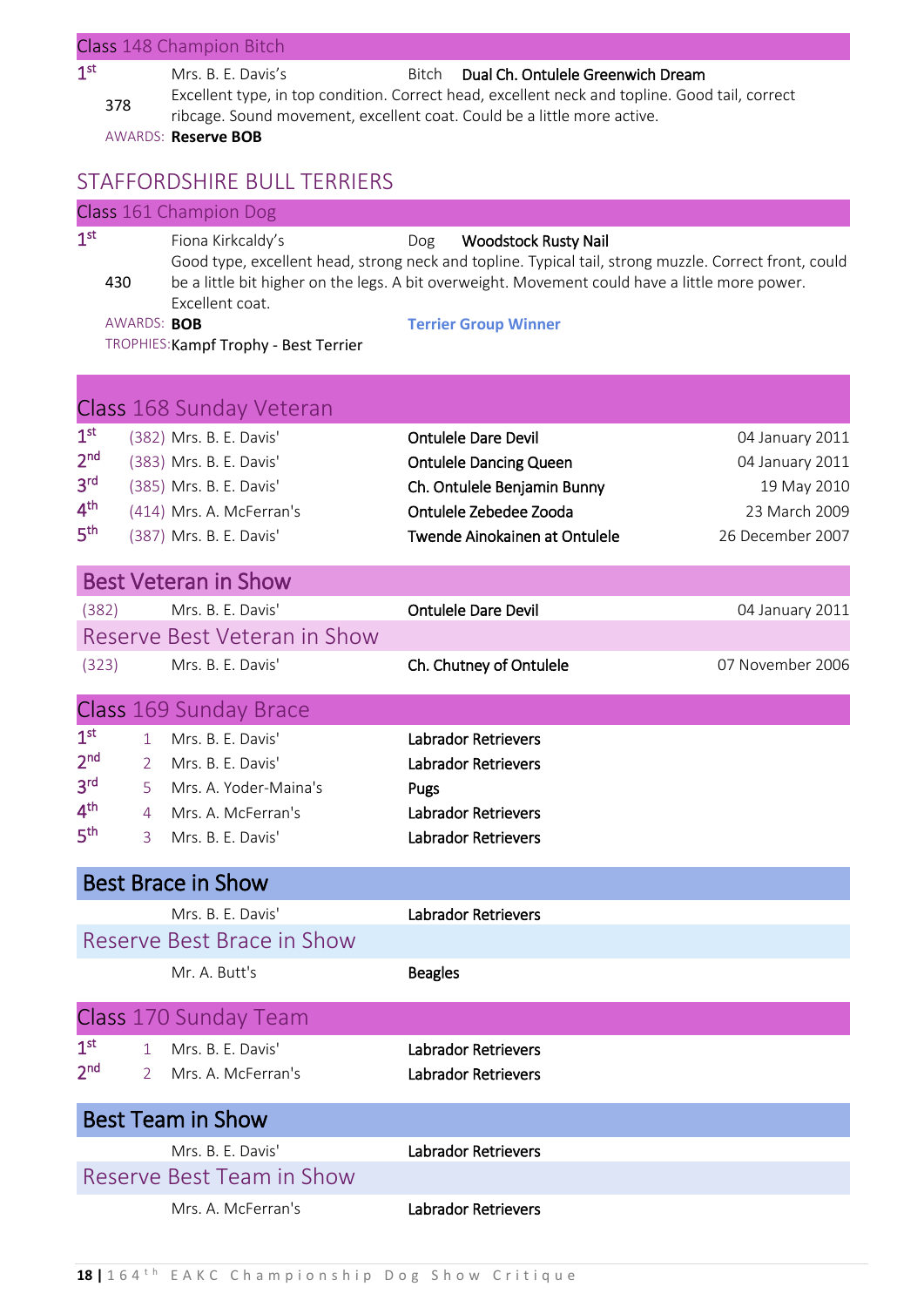### Class 148 Champion Bitch

**1st** — 378 — Mrs. B. E. Davis's — Bitch — **Dual Ch. Ontulele Greenwich Dream**

Excellent type, in top condition. Correct head, excellent neck and topline. Good tail, correct ribcage. Sound movement, excellent coat. Could be a little more active.

AWARDS: **Reserve BOB**

## STAFFORDSHIRE BULL TERRIERS

### Class 161 Champion Dog

**1st** — 430 — Fiona Kirkcaldy's — Dog — **Woodstock Rusty Nail**

Good type, excellent head, strong neck and topline. Typical tail, strong muzzle. Correct front, could be a little bit higher on the legs. A bit overweight. Movement could have a little more power. Excellent coat.

AWARDS: **BOB** — **Terrier Group Winner**

TROPHIES: Kampf Trophy - Best Terrier

### Class 168 Sunday Veteran

| Place | No. | Owner | Dog | Date of Birth |
|---|---|---|---|---|
| 1st | (382) | Mrs. B. E. Davis' | Ontulele Dare Devil | 04 January 2011 |
| 2nd | (383) | Mrs. B. E. Davis' | Ontulele Dancing Queen | 04 January 2011 |
| 3rd | (385) | Mrs. B. E. Davis' | Ch. Ontulele Benjamin Bunny | 19 May 2010 |
| 4th | (414) | Mrs. A. McFerran's | Ontulele Zebedee Zooda | 23 March 2009 |
| 5th | (387) | Mrs. B. E. Davis' | Twende Ainokainen at Ontulele | 26 December 2007 |

### Best Veteran in Show

| No. | Owner | Dog | Date of Birth |
|---|---|---|---|
| (382) | Mrs. B. E. Davis' | Ontulele Dare Devil | 04 January 2011 |

### Reserve Best Veteran in Show

| No. | Owner | Dog | Date of Birth |
|---|---|---|---|
| (323) | Mrs. B. E. Davis' | Ch. Chutney of Ontulele | 07 November 2006 |

### Class 169 Sunday Brace

| Place | No. | Owner | Breed |
|---|---|---|---|
| 1st | 1 | Mrs. B. E. Davis' | Labrador Retrievers |
| 2nd | 2 | Mrs. B. E. Davis' | Labrador Retrievers |
| 3rd | 5 | Mrs. A. Yoder-Maina's | Pugs |
| 4th | 4 | Mrs. A. McFerran's | Labrador Retrievers |
| 5th | 3 | Mrs. B. E. Davis' | Labrador Retrievers |

### Best Brace in Show

Mrs. B. E. Davis' — Labrador Retrievers

### Reserve Best Brace in Show

Mr. A. Butt's — Beagles

### Class 170 Sunday Team

| Place | No. | Owner | Breed |
|---|---|---|---|
| 1st | 1 | Mrs. B. E. Davis' | Labrador Retrievers |
| 2nd | 2 | Mrs. A. McFerran's | Labrador Retrievers |

### Best Team in Show

Mrs. B. E. Davis' — Labrador Retrievers

### Reserve Best Team in Show

Mrs. A. McFerran's — Labrador Retrievers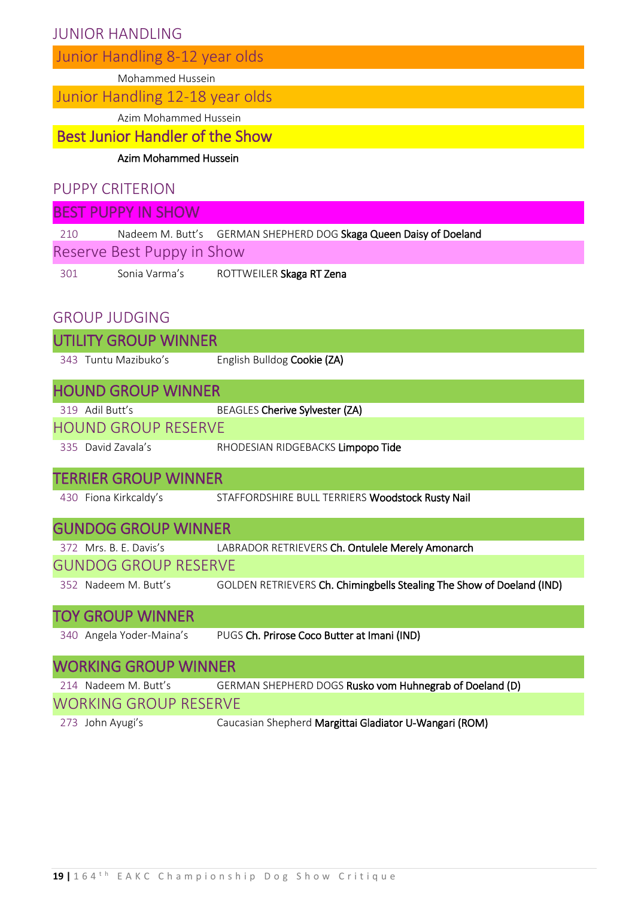## JUNIOR HANDLING

### Junior Handling 8-12 year olds

Mohammed Hussein

### Junior Handling 12-18 year olds

Azim Mohammed Hussein

### Best Junior Handler of the Show

**Azim Mohammed Hussein**

## PUPPY CRITERION

### BEST PUPPY IN SHOW

210 Nadeem M. Butt's GERMAN SHEPHERD DOG **Skaga Queen Daisy of Doeland**

### Reserve Best Puppy in Show

301 Sonia Varma's ROTTWEILER **Skaga RT Zena**

## GROUP JUDGING

### UTILITY GROUP WINNER

343 Tuntu Mazibuko's English Bulldog **Cookie (ZA)**

### HOUND GROUP WINNER

319 Adil Butt's BEAGLES **Cherive Sylvester (ZA)**

### HOUND GROUP RESERVE

335 David Zavala's RHODESIAN RIDGEBACKS **Limpopo Tide**

### TERRIER GROUP WINNER

430 Fiona Kirkcaldy's STAFFORDSHIRE BULL TERRIERS **Woodstock Rusty Nail**

### GUNDOG GROUP WINNER

372 Mrs. B. E. Davis's LABRADOR RETRIEVERS **Ch. Ontulele Merely Amonarch**

### GUNDOG GROUP RESERVE

352 Nadeem M. Butt's GOLDEN RETRIEVERS **Ch. Chimingbells Stealing The Show of Doeland (IND)**

### TOY GROUP WINNER

340 Angela Yoder-Maina's PUGS **Ch. Prirose Coco Butter at Imani (IND)**

### WORKING GROUP WINNER

214 Nadeem M. Butt's GERMAN SHEPHERD DOGS **Rusko vom Huhnegrab of Doeland (D)**

### WORKING GROUP RESERVE

273 John Ayugi's Caucasian Shepherd **Margittai Gladiator U-Wangari (ROM)**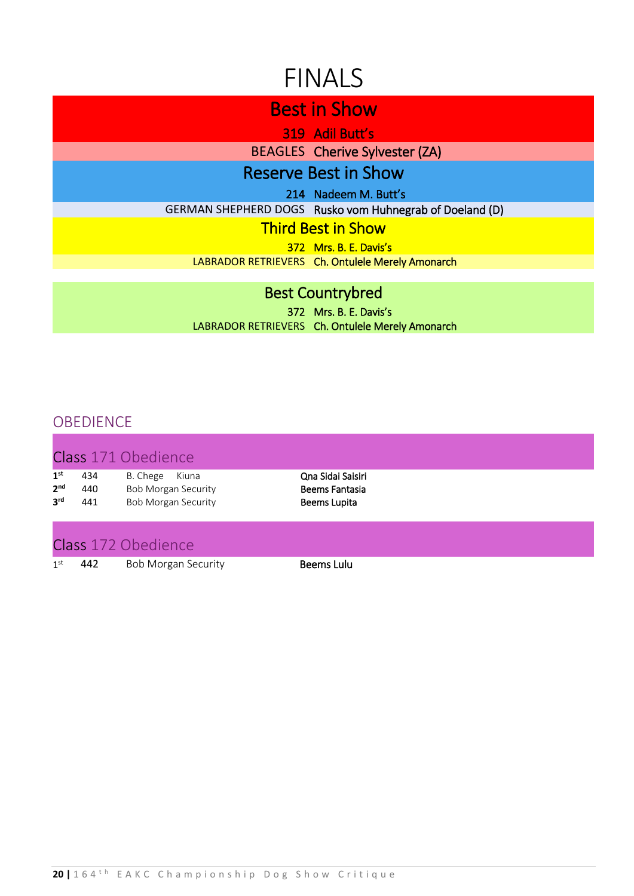# FINALS

## Best in Show

319 Adil Butt's

BEAGLES Cherive Sylvester (ZA)

## Reserve Best in Show

214 Nadeem M. Butt's

GERMAN SHEPHERD DOGS Rusko vom Huhnegrab of Doeland (D)

## Third Best in Show

372 Mrs. B. E. Davis's

LABRADOR RETRIEVERS Ch. Ontulele Merely Amonarch

## Best Countrybred

372 Mrs. B. E. Davis's

LABRADOR RETRIEVERS Ch. Ontulele Merely Amonarch

## OBEDIENCE

### Class 171 Obedience

| | | | |
|---|---|---|---|
| **1st** | 434 | B. Chege Kiuna | **Qna Sidai Saisiri** |
| **2nd** | 440 | Bob Morgan Security | **Beems Fantasia** |
| **3rd** | 441 | Bob Morgan Security | **Beems Lupita** |

### Class 172 Obedience

| | | | |
|---|---|---|---|
| 1st | 442 | Bob Morgan Security | **Beems Lulu** |